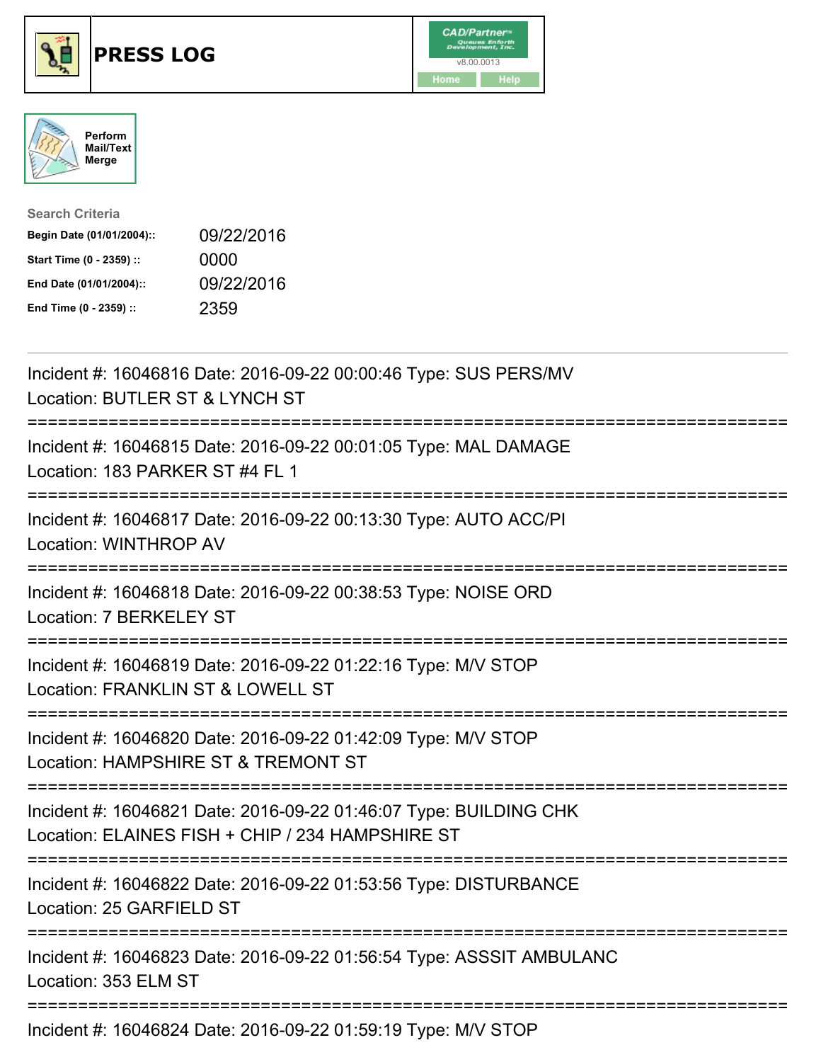# PRESS LOG

Perform Mail/Text Merge

**Search Criteria**

| | |
|---|---|
| **Begin Date (01/01/2004)::** | 09/22/2016 |
| **Start Time (0 - 2359) ::** | 0000 |
| **End Date (01/01/2004)::** | 09/22/2016 |
| **End Time (0 - 2359) ::** | 2359 |

Incident #: 16046816 Date: 2016-09-22 00:00:46 Type: SUS PERS/MV
Location: BUTLER ST & LYNCH ST

===========================================================================

Incident #: 16046815 Date: 2016-09-22 00:01:05 Type: MAL DAMAGE
Location: 183 PARKER ST #4 FL 1

===========================================================================

Incident #: 16046817 Date: 2016-09-22 00:13:30 Type: AUTO ACC/PI
Location: WINTHROP AV

===========================================================================

Incident #: 16046818 Date: 2016-09-22 00:38:53 Type: NOISE ORD
Location: 7 BERKELEY ST

===========================================================================

Incident #: 16046819 Date: 2016-09-22 01:22:16 Type: M/V STOP
Location: FRANKLIN ST & LOWELL ST

===========================================================================

Incident #: 16046820 Date: 2016-09-22 01:42:09 Type: M/V STOP
Location: HAMPSHIRE ST & TREMONT ST

===========================================================================

Incident #: 16046821 Date: 2016-09-22 01:46:07 Type: BUILDING CHK
Location: ELAINES FISH + CHIP / 234 HAMPSHIRE ST

===========================================================================

Incident #: 16046822 Date: 2016-09-22 01:53:56 Type: DISTURBANCE
Location: 25 GARFIELD ST

===========================================================================

Incident #: 16046823 Date: 2016-09-22 01:56:54 Type: ASSSIT AMBULANC
Location: 353 ELM ST

===========================================================================

Incident #: 16046824 Date: 2016-09-22 01:59:19 Type: M/V STOP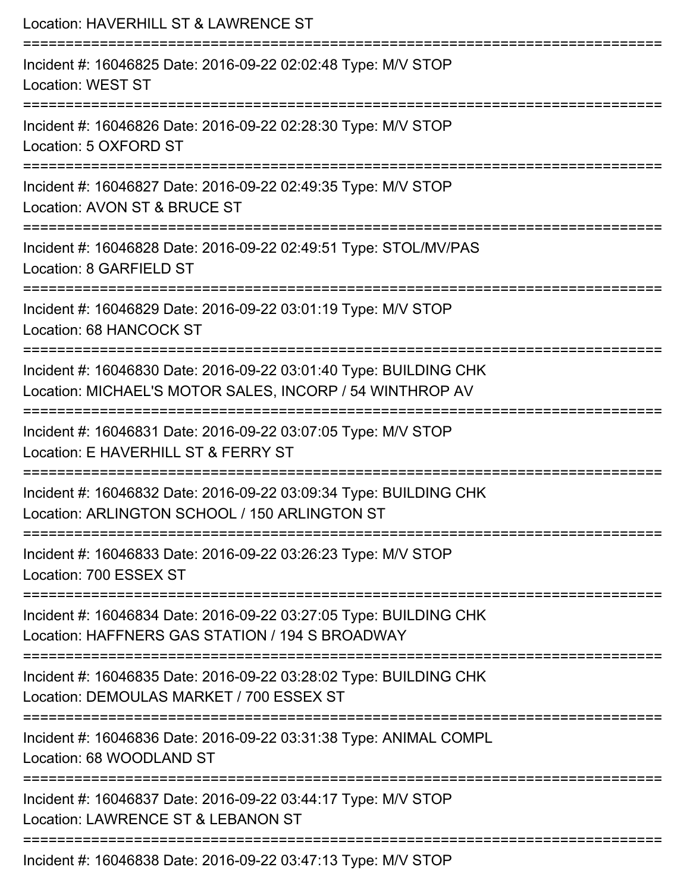Location: HAVERHILL ST & LAWRENCE ST

===========================================================================

Incident #: 16046825 Date: 2016-09-22 02:02:48 Type: M/V STOP
Location: WEST ST

===========================================================================

Incident #: 16046826 Date: 2016-09-22 02:28:30 Type: M/V STOP
Location: 5 OXFORD ST

===========================================================================

Incident #: 16046827 Date: 2016-09-22 02:49:35 Type: M/V STOP
Location: AVON ST & BRUCE ST

===========================================================================

Incident #: 16046828 Date: 2016-09-22 02:49:51 Type: STOL/MV/PAS
Location: 8 GARFIELD ST

===========================================================================

Incident #: 16046829 Date: 2016-09-22 03:01:19 Type: M/V STOP
Location: 68 HANCOCK ST

===========================================================================

Incident #: 16046830 Date: 2016-09-22 03:01:40 Type: BUILDING CHK
Location: MICHAEL'S MOTOR SALES, INCORP / 54 WINTHROP AV

===========================================================================

Incident #: 16046831 Date: 2016-09-22 03:07:05 Type: M/V STOP
Location: E HAVERHILL ST & FERRY ST

===========================================================================

Incident #: 16046832 Date: 2016-09-22 03:09:34 Type: BUILDING CHK
Location: ARLINGTON SCHOOL / 150 ARLINGTON ST

===========================================================================

Incident #: 16046833 Date: 2016-09-22 03:26:23 Type: M/V STOP
Location: 700 ESSEX ST

===========================================================================

Incident #: 16046834 Date: 2016-09-22 03:27:05 Type: BUILDING CHK
Location: HAFFNERS GAS STATION / 194 S BROADWAY

===========================================================================

Incident #: 16046835 Date: 2016-09-22 03:28:02 Type: BUILDING CHK
Location: DEMOULAS MARKET / 700 ESSEX ST

===========================================================================

Incident #: 16046836 Date: 2016-09-22 03:31:38 Type: ANIMAL COMPL
Location: 68 WOODLAND ST

===========================================================================

Incident #: 16046837 Date: 2016-09-22 03:44:17 Type: M/V STOP
Location: LAWRENCE ST & LEBANON ST

===========================================================================

Incident #: 16046838 Date: 2016-09-22 03:47:13 Type: M/V STOP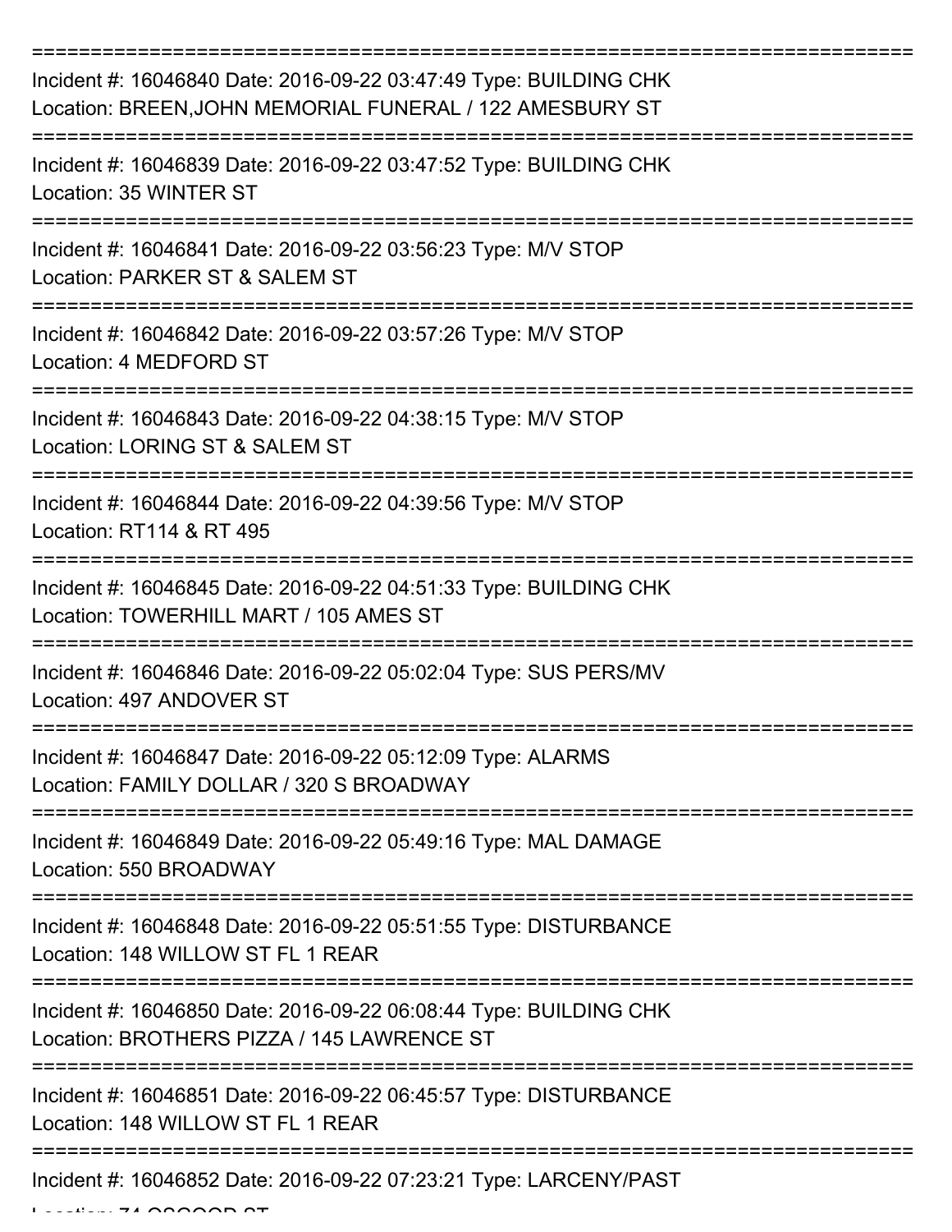===========================================================================

Incident #: 16046840 Date: 2016-09-22 03:47:49 Type: BUILDING CHK
Location: BREEN,JOHN MEMORIAL FUNERAL / 122 AMESBURY ST

===========================================================================

Incident #: 16046839 Date: 2016-09-22 03:47:52 Type: BUILDING CHK
Location: 35 WINTER ST

===========================================================================

Incident #: 16046841 Date: 2016-09-22 03:56:23 Type: M/V STOP
Location: PARKER ST & SALEM ST

===========================================================================

Incident #: 16046842 Date: 2016-09-22 03:57:26 Type: M/V STOP
Location: 4 MEDFORD ST

===========================================================================

Incident #: 16046843 Date: 2016-09-22 04:38:15 Type: M/V STOP
Location: LORING ST & SALEM ST

===========================================================================

Incident #: 16046844 Date: 2016-09-22 04:39:56 Type: M/V STOP
Location: RT114 & RT 495

===========================================================================

Incident #: 16046845 Date: 2016-09-22 04:51:33 Type: BUILDING CHK
Location: TOWERHILL MART / 105 AMES ST

===========================================================================

Incident #: 16046846 Date: 2016-09-22 05:02:04 Type: SUS PERS/MV
Location: 497 ANDOVER ST

===========================================================================

Incident #: 16046847 Date: 2016-09-22 05:12:09 Type: ALARMS
Location: FAMILY DOLLAR / 320 S BROADWAY

===========================================================================

Incident #: 16046849 Date: 2016-09-22 05:49:16 Type: MAL DAMAGE
Location: 550 BROADWAY

===========================================================================

Incident #: 16046848 Date: 2016-09-22 05:51:55 Type: DISTURBANCE
Location: 148 WILLOW ST FL 1 REAR

===========================================================================

Incident #: 16046850 Date: 2016-09-22 06:08:44 Type: BUILDING CHK
Location: BROTHERS PIZZA / 145 LAWRENCE ST

===========================================================================

Incident #: 16046851 Date: 2016-09-22 06:45:57 Type: DISTURBANCE
Location: 148 WILLOW ST FL 1 REAR

===========================================================================

Incident #: 16046852 Date: 2016-09-22 07:23:21 Type: LARCENY/PAST
Location: 74 OSGOOD ST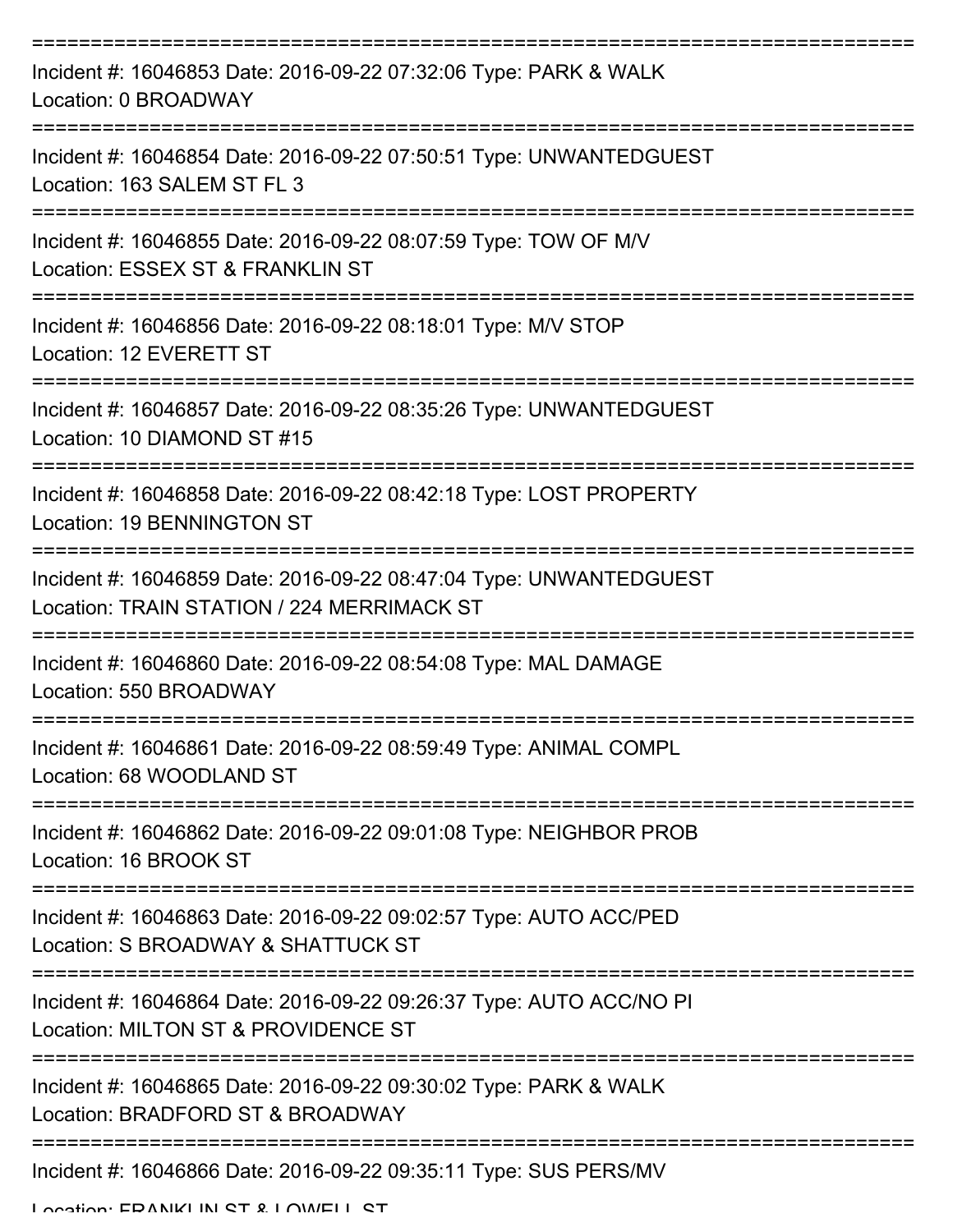===========================================================================

Incident #: 16046853 Date: 2016-09-22 07:32:06 Type: PARK & WALK
Location: 0 BROADWAY

===========================================================================

Incident #: 16046854 Date: 2016-09-22 07:50:51 Type: UNWANTEDGUEST
Location: 163 SALEM ST FL 3

===========================================================================

Incident #: 16046855 Date: 2016-09-22 08:07:59 Type: TOW OF M/V
Location: ESSEX ST & FRANKLIN ST

===========================================================================

Incident #: 16046856 Date: 2016-09-22 08:18:01 Type: M/V STOP
Location: 12 EVERETT ST

===========================================================================

Incident #: 16046857 Date: 2016-09-22 08:35:26 Type: UNWANTEDGUEST
Location: 10 DIAMOND ST #15

===========================================================================

Incident #: 16046858 Date: 2016-09-22 08:42:18 Type: LOST PROPERTY
Location: 19 BENNINGTON ST

===========================================================================

Incident #: 16046859 Date: 2016-09-22 08:47:04 Type: UNWANTEDGUEST
Location: TRAIN STATION / 224 MERRIMACK ST

===========================================================================

Incident #: 16046860 Date: 2016-09-22 08:54:08 Type: MAL DAMAGE
Location: 550 BROADWAY

===========================================================================

Incident #: 16046861 Date: 2016-09-22 08:59:49 Type: ANIMAL COMPL
Location: 68 WOODLAND ST

===========================================================================

Incident #: 16046862 Date: 2016-09-22 09:01:08 Type: NEIGHBOR PROB
Location: 16 BROOK ST

===========================================================================

Incident #: 16046863 Date: 2016-09-22 09:02:57 Type: AUTO ACC/PED
Location: S BROADWAY & SHATTUCK ST

===========================================================================

Incident #: 16046864 Date: 2016-09-22 09:26:37 Type: AUTO ACC/NO PI
Location: MILTON ST & PROVIDENCE ST

===========================================================================

Incident #: 16046865 Date: 2016-09-22 09:30:02 Type: PARK & WALK
Location: BRADFORD ST & BROADWAY

===========================================================================

Incident #: 16046866 Date: 2016-09-22 09:35:11 Type: SUS PERS/MV
Location: FRANKLIN ST & LOWELL ST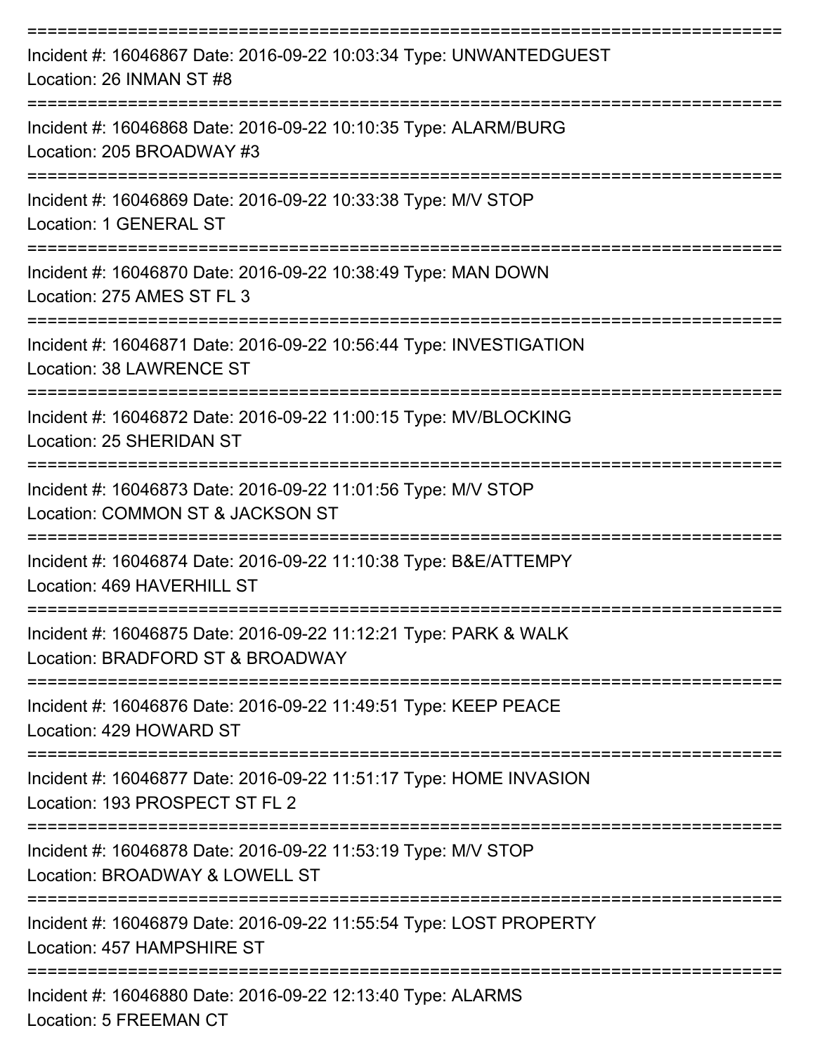===========================================================================

Incident #: 16046867 Date: 2016-09-22 10:03:34 Type: UNWANTEDGUEST
Location: 26 INMAN ST #8

===========================================================================

Incident #: 16046868 Date: 2016-09-22 10:10:35 Type: ALARM/BURG
Location: 205 BROADWAY #3

===========================================================================

Incident #: 16046869 Date: 2016-09-22 10:33:38 Type: M/V STOP
Location: 1 GENERAL ST

===========================================================================

Incident #: 16046870 Date: 2016-09-22 10:38:49 Type: MAN DOWN
Location: 275 AMES ST FL 3

===========================================================================

Incident #: 16046871 Date: 2016-09-22 10:56:44 Type: INVESTIGATION
Location: 38 LAWRENCE ST

===========================================================================

Incident #: 16046872 Date: 2016-09-22 11:00:15 Type: MV/BLOCKING
Location: 25 SHERIDAN ST

===========================================================================

Incident #: 16046873 Date: 2016-09-22 11:01:56 Type: M/V STOP
Location: COMMON ST & JACKSON ST

===========================================================================

Incident #: 16046874 Date: 2016-09-22 11:10:38 Type: B&E/ATTEMPY
Location: 469 HAVERHILL ST

===========================================================================

Incident #: 16046875 Date: 2016-09-22 11:12:21 Type: PARK & WALK
Location: BRADFORD ST & BROADWAY

===========================================================================

Incident #: 16046876 Date: 2016-09-22 11:49:51 Type: KEEP PEACE
Location: 429 HOWARD ST

===========================================================================

Incident #: 16046877 Date: 2016-09-22 11:51:17 Type: HOME INVASION
Location: 193 PROSPECT ST FL 2

===========================================================================

Incident #: 16046878 Date: 2016-09-22 11:53:19 Type: M/V STOP
Location: BROADWAY & LOWELL ST

===========================================================================

Incident #: 16046879 Date: 2016-09-22 11:55:54 Type: LOST PROPERTY
Location: 457 HAMPSHIRE ST

===========================================================================

Incident #: 16046880 Date: 2016-09-22 12:13:40 Type: ALARMS
Location: 5 FREEMAN CT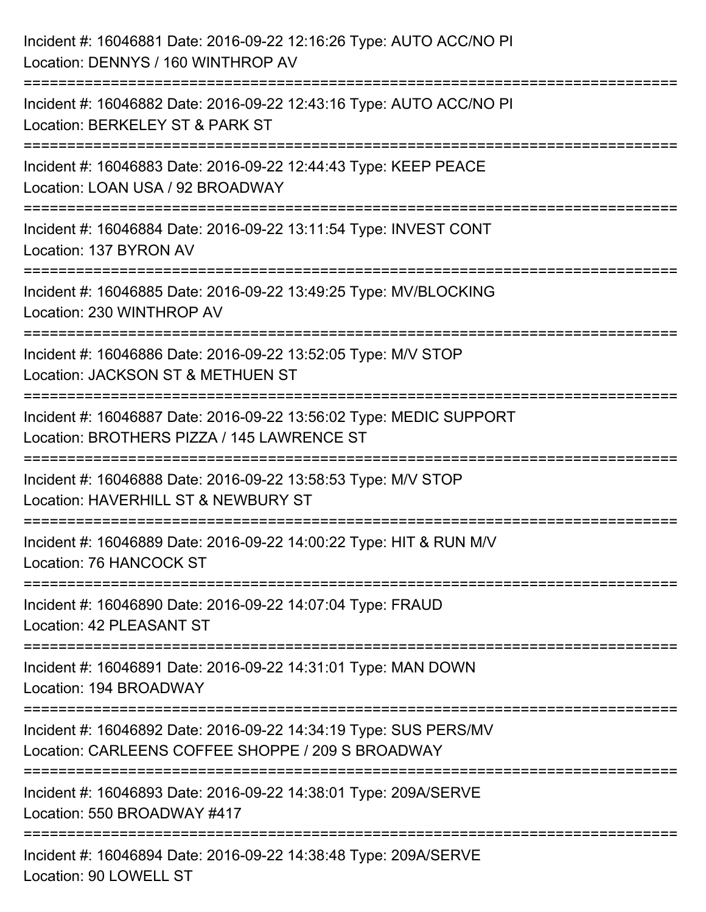Incident #: 16046881 Date: 2016-09-22 12:16:26 Type: AUTO ACC/NO PI
Location: DENNYS / 160 WINTHROP AV

===========================================================================

Incident #: 16046882 Date: 2016-09-22 12:43:16 Type: AUTO ACC/NO PI
Location: BERKELEY ST & PARK ST

===========================================================================

Incident #: 16046883 Date: 2016-09-22 12:44:43 Type: KEEP PEACE
Location: LOAN USA / 92 BROADWAY

===========================================================================

Incident #: 16046884 Date: 2016-09-22 13:11:54 Type: INVEST CONT
Location: 137 BYRON AV

===========================================================================

Incident #: 16046885 Date: 2016-09-22 13:49:25 Type: MV/BLOCKING
Location: 230 WINTHROP AV

===========================================================================

Incident #: 16046886 Date: 2016-09-22 13:52:05 Type: M/V STOP
Location: JACKSON ST & METHUEN ST

===========================================================================

Incident #: 16046887 Date: 2016-09-22 13:56:02 Type: MEDIC SUPPORT
Location: BROTHERS PIZZA / 145 LAWRENCE ST

===========================================================================

Incident #: 16046888 Date: 2016-09-22 13:58:53 Type: M/V STOP
Location: HAVERHILL ST & NEWBURY ST

===========================================================================

Incident #: 16046889 Date: 2016-09-22 14:00:22 Type: HIT & RUN M/V
Location: 76 HANCOCK ST

===========================================================================

Incident #: 16046890 Date: 2016-09-22 14:07:04 Type: FRAUD
Location: 42 PLEASANT ST

===========================================================================

Incident #: 16046891 Date: 2016-09-22 14:31:01 Type: MAN DOWN
Location: 194 BROADWAY

===========================================================================

Incident #: 16046892 Date: 2016-09-22 14:34:19 Type: SUS PERS/MV
Location: CARLEENS COFFEE SHOPPE / 209 S BROADWAY

===========================================================================

Incident #: 16046893 Date: 2016-09-22 14:38:01 Type: 209A/SERVE
Location: 550 BROADWAY #417

===========================================================================

Incident #: 16046894 Date: 2016-09-22 14:38:48 Type: 209A/SERVE
Location: 90 LOWELL ST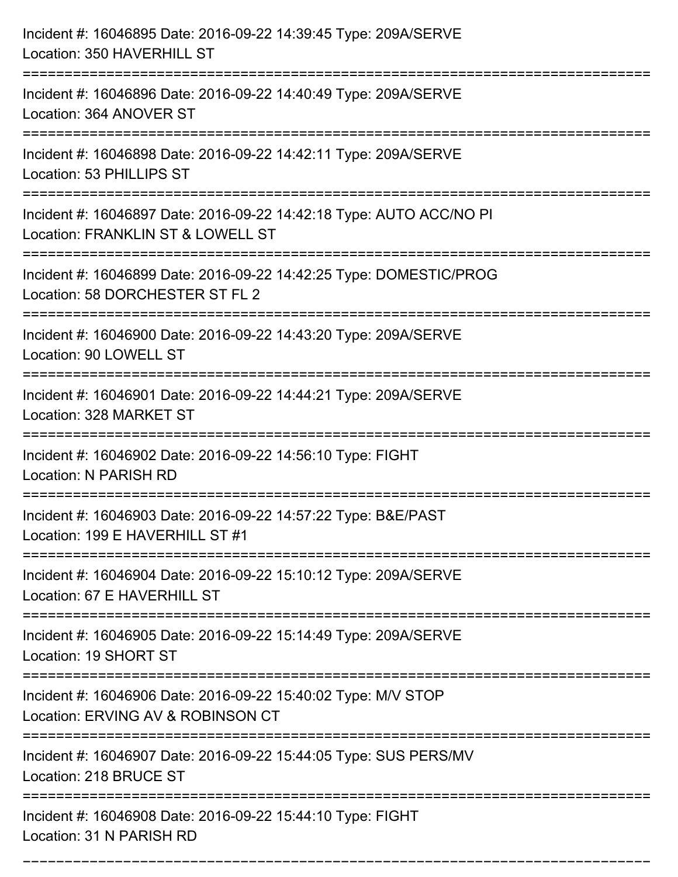Incident #: 16046895 Date: 2016-09-22 14:39:45 Type: 209A/SERVE
Location: 350 HAVERHILL ST

===========================================================================

Incident #: 16046896 Date: 2016-09-22 14:40:49 Type: 209A/SERVE
Location: 364 ANOVER ST

===========================================================================

Incident #: 16046898 Date: 2016-09-22 14:42:11 Type: 209A/SERVE
Location: 53 PHILLIPS ST

===========================================================================

Incident #: 16046897 Date: 2016-09-22 14:42:18 Type: AUTO ACC/NO PI
Location: FRANKLIN ST & LOWELL ST

===========================================================================

Incident #: 16046899 Date: 2016-09-22 14:42:25 Type: DOMESTIC/PROG
Location: 58 DORCHESTER ST FL 2

===========================================================================

Incident #: 16046900 Date: 2016-09-22 14:43:20 Type: 209A/SERVE
Location: 90 LOWELL ST

===========================================================================

Incident #: 16046901 Date: 2016-09-22 14:44:21 Type: 209A/SERVE
Location: 328 MARKET ST

===========================================================================

Incident #: 16046902 Date: 2016-09-22 14:56:10 Type: FIGHT
Location: N PARISH RD

===========================================================================

Incident #: 16046903 Date: 2016-09-22 14:57:22 Type: B&E/PAST
Location: 199 E HAVERHILL ST #1

===========================================================================

Incident #: 16046904 Date: 2016-09-22 15:10:12 Type: 209A/SERVE
Location: 67 E HAVERHILL ST

===========================================================================

Incident #: 16046905 Date: 2016-09-22 15:14:49 Type: 209A/SERVE
Location: 19 SHORT ST

===========================================================================

Incident #: 16046906 Date: 2016-09-22 15:40:02 Type: M/V STOP
Location: ERVING AV & ROBINSON CT

===========================================================================

Incident #: 16046907 Date: 2016-09-22 15:44:05 Type: SUS PERS/MV
Location: 218 BRUCE ST

===========================================================================

Incident #: 16046908 Date: 2016-09-22 15:44:10 Type: FIGHT
Location: 31 N PARISH RD

===========================================================================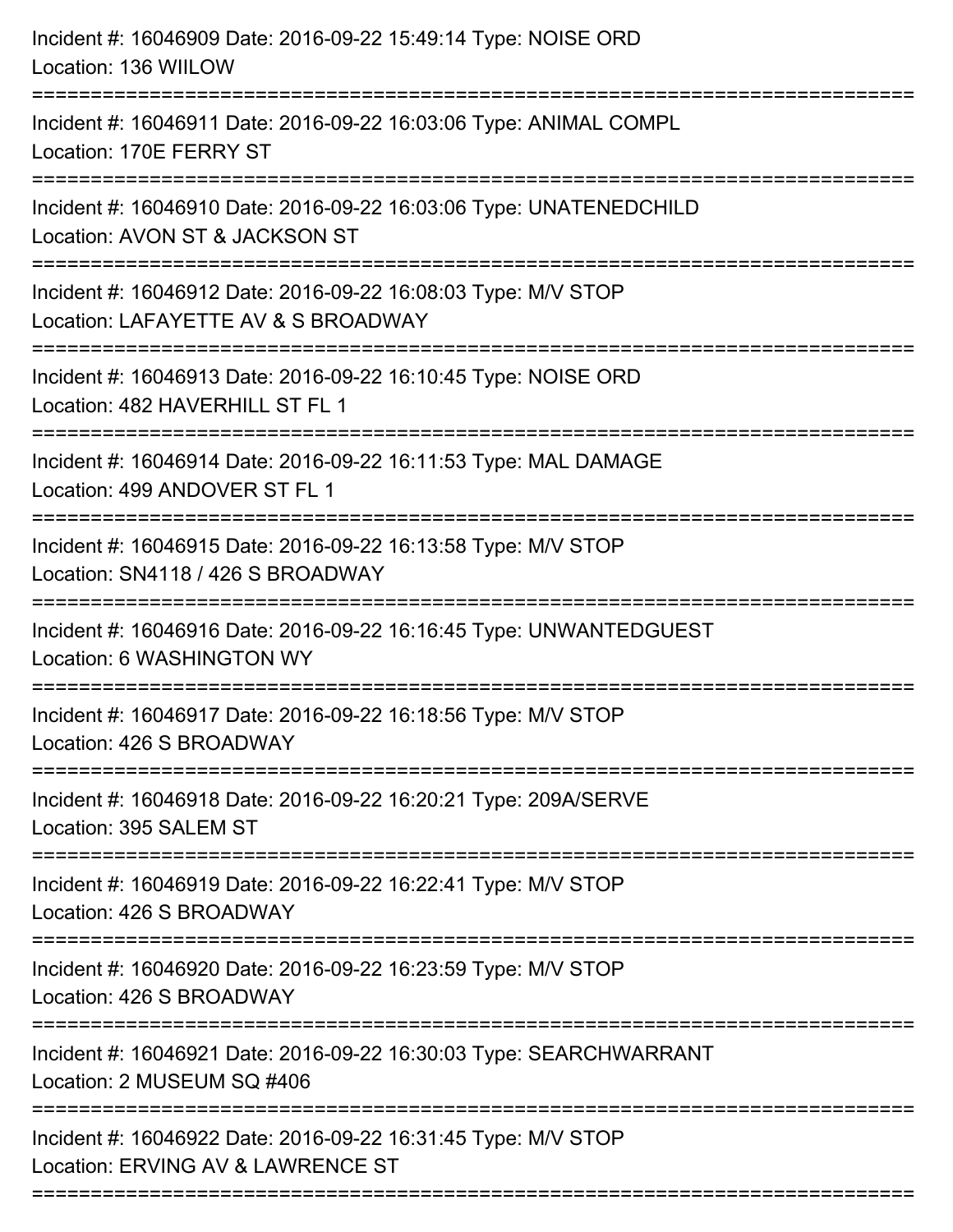Incident #: 16046909 Date: 2016-09-22 15:49:14 Type: NOISE ORD
Location: 136 WIILOW

===========================================================================

Incident #: 16046911 Date: 2016-09-22 16:03:06 Type: ANIMAL COMPL
Location: 170E FERRY ST

===========================================================================

Incident #: 16046910 Date: 2016-09-22 16:03:06 Type: UNATENEDCHILD
Location: AVON ST & JACKSON ST

===========================================================================

Incident #: 16046912 Date: 2016-09-22 16:08:03 Type: M/V STOP
Location: LAFAYETTE AV & S BROADWAY

===========================================================================

Incident #: 16046913 Date: 2016-09-22 16:10:45 Type: NOISE ORD
Location: 482 HAVERHILL ST FL 1

===========================================================================

Incident #: 16046914 Date: 2016-09-22 16:11:53 Type: MAL DAMAGE
Location: 499 ANDOVER ST FL 1

===========================================================================

Incident #: 16046915 Date: 2016-09-22 16:13:58 Type: M/V STOP
Location: SN4118 / 426 S BROADWAY

===========================================================================

Incident #: 16046916 Date: 2016-09-22 16:16:45 Type: UNWANTEDGUEST
Location: 6 WASHINGTON WY

===========================================================================

Incident #: 16046917 Date: 2016-09-22 16:18:56 Type: M/V STOP
Location: 426 S BROADWAY

===========================================================================

Incident #: 16046918 Date: 2016-09-22 16:20:21 Type: 209A/SERVE
Location: 395 SALEM ST

===========================================================================

Incident #: 16046919 Date: 2016-09-22 16:22:41 Type: M/V STOP
Location: 426 S BROADWAY

===========================================================================

Incident #: 16046920 Date: 2016-09-22 16:23:59 Type: M/V STOP
Location: 426 S BROADWAY

===========================================================================

Incident #: 16046921 Date: 2016-09-22 16:30:03 Type: SEARCHWARRANT
Location: 2 MUSEUM SQ #406

===========================================================================

Incident #: 16046922 Date: 2016-09-22 16:31:45 Type: M/V STOP
Location: ERVING AV & LAWRENCE ST

===========================================================================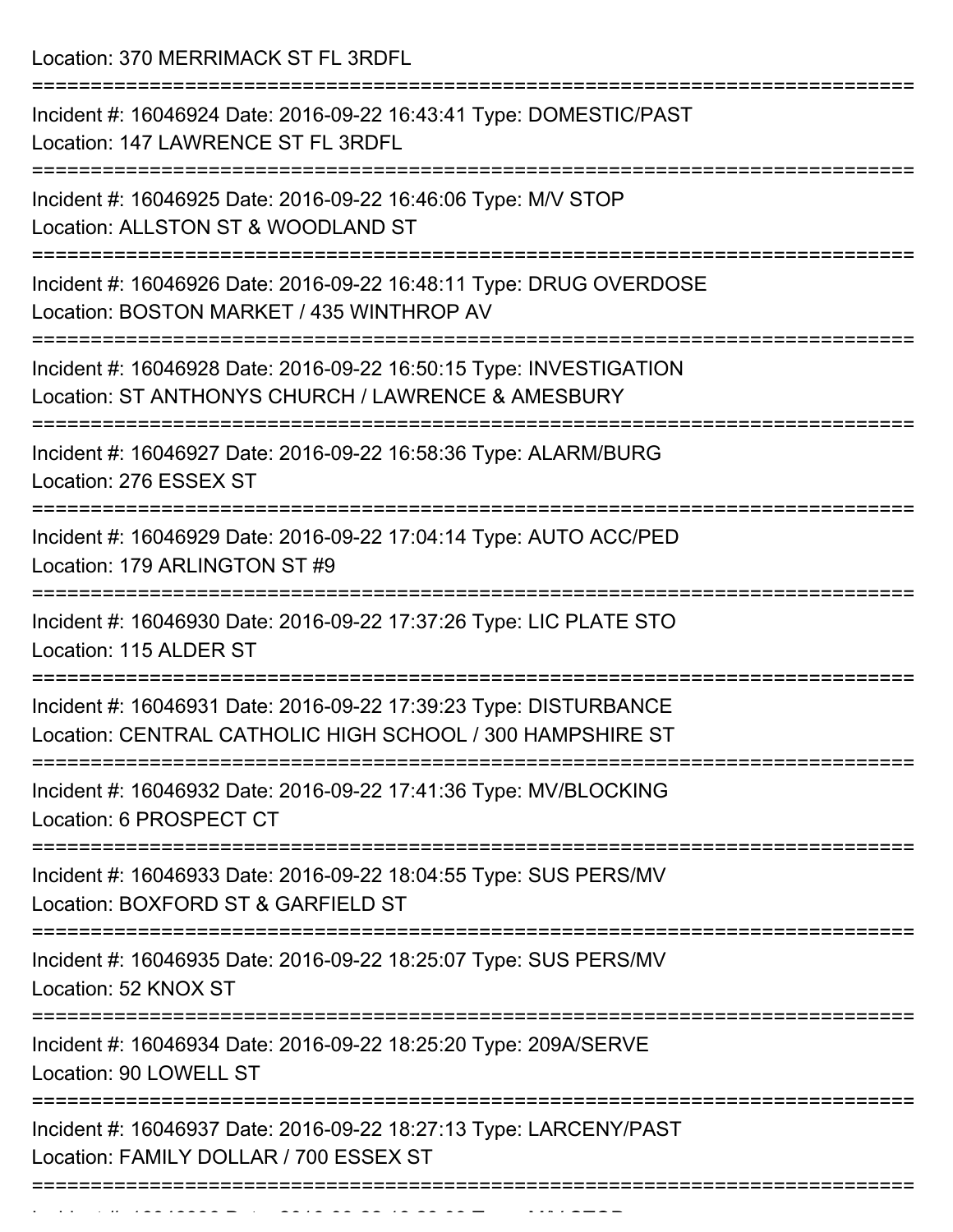Location: 370 MERRIMACK ST FL 3RDFL

===========================================================================

Incident #: 16046924 Date: 2016-09-22 16:43:41 Type: DOMESTIC/PAST
Location: 147 LAWRENCE ST FL 3RDFL

===========================================================================

Incident #: 16046925 Date: 2016-09-22 16:46:06 Type: M/V STOP
Location: ALLSTON ST & WOODLAND ST

===========================================================================

Incident #: 16046926 Date: 2016-09-22 16:48:11 Type: DRUG OVERDOSE
Location: BOSTON MARKET / 435 WINTHROP AV

===========================================================================

Incident #: 16046928 Date: 2016-09-22 16:50:15 Type: INVESTIGATION
Location: ST ANTHONYS CHURCH / LAWRENCE & AMESBURY

===========================================================================

Incident #: 16046927 Date: 2016-09-22 16:58:36 Type: ALARM/BURG
Location: 276 ESSEX ST

===========================================================================

Incident #: 16046929 Date: 2016-09-22 17:04:14 Type: AUTO ACC/PED
Location: 179 ARLINGTON ST #9

===========================================================================

Incident #: 16046930 Date: 2016-09-22 17:37:26 Type: LIC PLATE STO
Location: 115 ALDER ST

===========================================================================

Incident #: 16046931 Date: 2016-09-22 17:39:23 Type: DISTURBANCE
Location: CENTRAL CATHOLIC HIGH SCHOOL / 300 HAMPSHIRE ST

===========================================================================

Incident #: 16046932 Date: 2016-09-22 17:41:36 Type: MV/BLOCKING
Location: 6 PROSPECT CT

===========================================================================

Incident #: 16046933 Date: 2016-09-22 18:04:55 Type: SUS PERS/MV
Location: BOXFORD ST & GARFIELD ST

===========================================================================

Incident #: 16046935 Date: 2016-09-22 18:25:07 Type: SUS PERS/MV
Location: 52 KNOX ST

===========================================================================

Incident #: 16046934 Date: 2016-09-22 18:25:20 Type: 209A/SERVE
Location: 90 LOWELL ST

===========================================================================

Incident #: 16046937 Date: 2016-09-22 18:27:13 Type: LARCENY/PAST
Location: FAMILY DOLLAR / 700 ESSEX ST

===========================================================================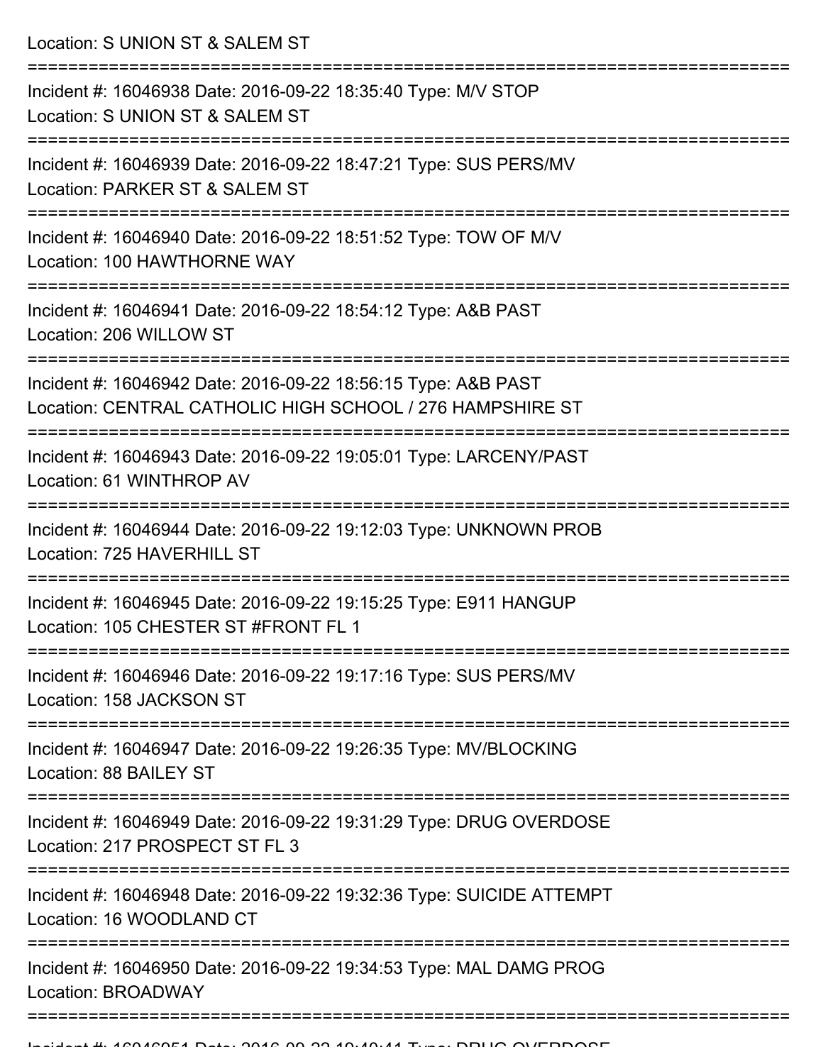Location: S UNION ST & SALEM ST

===========================================================================

Incident #: 16046938 Date: 2016-09-22 18:35:40 Type: M/V STOP
Location: S UNION ST & SALEM ST

===========================================================================

Incident #: 16046939 Date: 2016-09-22 18:47:21 Type: SUS PERS/MV
Location: PARKER ST & SALEM ST

===========================================================================

Incident #: 16046940 Date: 2016-09-22 18:51:52 Type: TOW OF M/V
Location: 100 HAWTHORNE WAY

===========================================================================

Incident #: 16046941 Date: 2016-09-22 18:54:12 Type: A&B PAST
Location: 206 WILLOW ST

===========================================================================

Incident #: 16046942 Date: 2016-09-22 18:56:15 Type: A&B PAST
Location: CENTRAL CATHOLIC HIGH SCHOOL / 276 HAMPSHIRE ST

===========================================================================

Incident #: 16046943 Date: 2016-09-22 19:05:01 Type: LARCENY/PAST
Location: 61 WINTHROP AV

===========================================================================

Incident #: 16046944 Date: 2016-09-22 19:12:03 Type: UNKNOWN PROB
Location: 725 HAVERHILL ST

===========================================================================

Incident #: 16046945 Date: 2016-09-22 19:15:25 Type: E911 HANGUP
Location: 105 CHESTER ST #FRONT FL 1

===========================================================================

Incident #: 16046946 Date: 2016-09-22 19:17:16 Type: SUS PERS/MV
Location: 158 JACKSON ST

===========================================================================

Incident #: 16046947 Date: 2016-09-22 19:26:35 Type: MV/BLOCKING
Location: 88 BAILEY ST

===========================================================================

Incident #: 16046949 Date: 2016-09-22 19:31:29 Type: DRUG OVERDOSE
Location: 217 PROSPECT ST FL 3

===========================================================================

Incident #: 16046948 Date: 2016-09-22 19:32:36 Type: SUICIDE ATTEMPT
Location: 16 WOODLAND CT

===========================================================================

Incident #: 16046950 Date: 2016-09-22 19:34:53 Type: MAL DAMG PROG
Location: BROADWAY

===========================================================================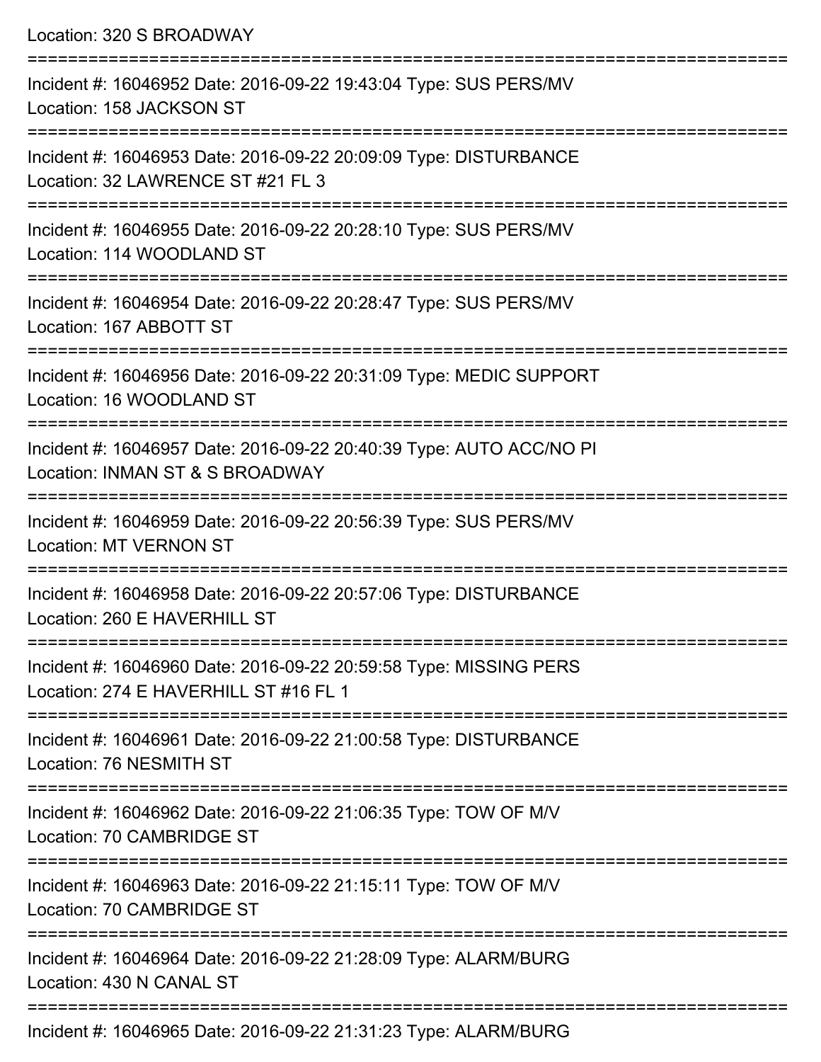Location: 320 S BROADWAY

===========================================================================

Incident #: 16046952 Date: 2016-09-22 19:43:04 Type: SUS PERS/MV
Location: 158 JACKSON ST

===========================================================================

Incident #: 16046953 Date: 2016-09-22 20:09:09 Type: DISTURBANCE
Location: 32 LAWRENCE ST #21 FL 3

===========================================================================

Incident #: 16046955 Date: 2016-09-22 20:28:10 Type: SUS PERS/MV
Location: 114 WOODLAND ST

===========================================================================

Incident #: 16046954 Date: 2016-09-22 20:28:47 Type: SUS PERS/MV
Location: 167 ABBOTT ST

===========================================================================

Incident #: 16046956 Date: 2016-09-22 20:31:09 Type: MEDIC SUPPORT
Location: 16 WOODLAND ST

===========================================================================

Incident #: 16046957 Date: 2016-09-22 20:40:39 Type: AUTO ACC/NO PI
Location: INMAN ST & S BROADWAY

===========================================================================

Incident #: 16046959 Date: 2016-09-22 20:56:39 Type: SUS PERS/MV
Location: MT VERNON ST

===========================================================================

Incident #: 16046958 Date: 2016-09-22 20:57:06 Type: DISTURBANCE
Location: 260 E HAVERHILL ST

===========================================================================

Incident #: 16046960 Date: 2016-09-22 20:59:58 Type: MISSING PERS
Location: 274 E HAVERHILL ST #16 FL 1

===========================================================================

Incident #: 16046961 Date: 2016-09-22 21:00:58 Type: DISTURBANCE
Location: 76 NESMITH ST

===========================================================================

Incident #: 16046962 Date: 2016-09-22 21:06:35 Type: TOW OF M/V
Location: 70 CAMBRIDGE ST

===========================================================================

Incident #: 16046963 Date: 2016-09-22 21:15:11 Type: TOW OF M/V
Location: 70 CAMBRIDGE ST

===========================================================================

Incident #: 16046964 Date: 2016-09-22 21:28:09 Type: ALARM/BURG
Location: 430 N CANAL ST

===========================================================================

Incident #: 16046965 Date: 2016-09-22 21:31:23 Type: ALARM/BURG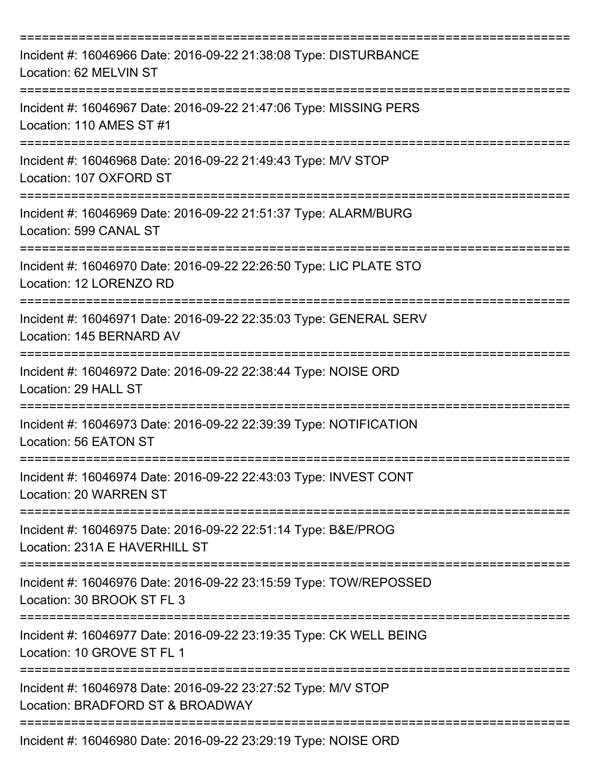===========================================================================

Incident #: 16046966 Date: 2016-09-22 21:38:08 Type: DISTURBANCE
Location: 62 MELVIN ST

===========================================================================

Incident #: 16046967 Date: 2016-09-22 21:47:06 Type: MISSING PERS
Location: 110 AMES ST #1

===========================================================================

Incident #: 16046968 Date: 2016-09-22 21:49:43 Type: M/V STOP
Location: 107 OXFORD ST

===========================================================================

Incident #: 16046969 Date: 2016-09-22 21:51:37 Type: ALARM/BURG
Location: 599 CANAL ST

===========================================================================

Incident #: 16046970 Date: 2016-09-22 22:26:50 Type: LIC PLATE STO
Location: 12 LORENZO RD

===========================================================================

Incident #: 16046971 Date: 2016-09-22 22:35:03 Type: GENERAL SERV
Location: 145 BERNARD AV

===========================================================================

Incident #: 16046972 Date: 2016-09-22 22:38:44 Type: NOISE ORD
Location: 29 HALL ST

===========================================================================

Incident #: 16046973 Date: 2016-09-22 22:39:39 Type: NOTIFICATION
Location: 56 EATON ST

===========================================================================

Incident #: 16046974 Date: 2016-09-22 22:43:03 Type: INVEST CONT
Location: 20 WARREN ST

===========================================================================

Incident #: 16046975 Date: 2016-09-22 22:51:14 Type: B&E/PROG
Location: 231A E HAVERHILL ST

===========================================================================

Incident #: 16046976 Date: 2016-09-22 23:15:59 Type: TOW/REPOSSED
Location: 30 BROOK ST FL 3

===========================================================================

Incident #: 16046977 Date: 2016-09-22 23:19:35 Type: CK WELL BEING
Location: 10 GROVE ST FL 1

===========================================================================

Incident #: 16046978 Date: 2016-09-22 23:27:52 Type: M/V STOP
Location: BRADFORD ST & BROADWAY

===========================================================================

Incident #: 16046980 Date: 2016-09-22 23:29:19 Type: NOISE ORD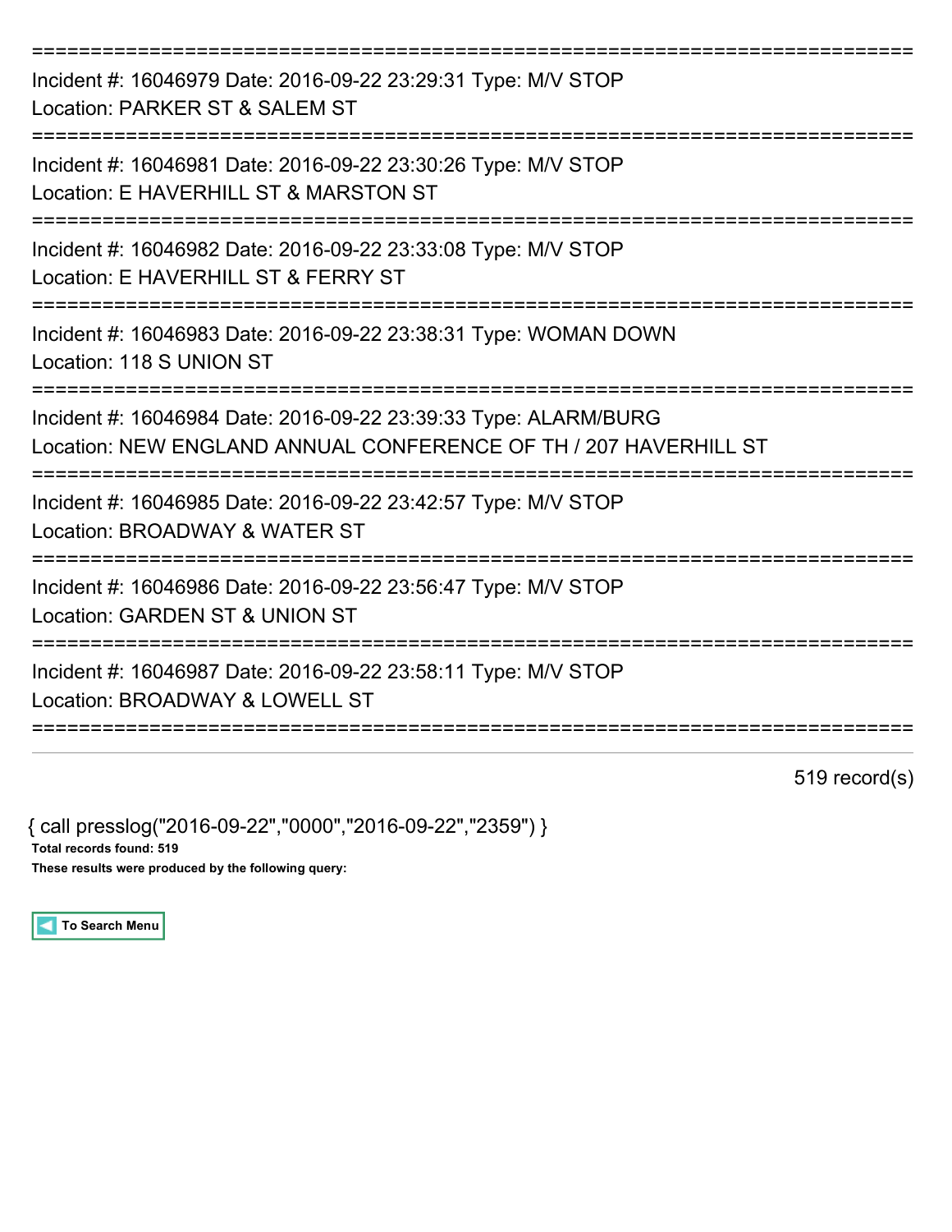Incident #: 16046979 Date: 2016-09-22 23:29:31 Type: M/V STOP
Location: PARKER ST & SALEM ST

Incident #: 16046981 Date: 2016-09-22 23:30:26 Type: M/V STOP
Location: E HAVERHILL ST & MARSTON ST

Incident #: 16046982 Date: 2016-09-22 23:33:08 Type: M/V STOP
Location: E HAVERHILL ST & FERRY ST

Incident #: 16046983 Date: 2016-09-22 23:38:31 Type: WOMAN DOWN
Location: 118 S UNION ST

Incident #: 16046984 Date: 2016-09-22 23:39:33 Type: ALARM/BURG
Location: NEW ENGLAND ANNUAL CONFERENCE OF TH / 207 HAVERHILL ST

Incident #: 16046985 Date: 2016-09-22 23:42:57 Type: M/V STOP
Location: BROADWAY & WATER ST

Incident #: 16046986 Date: 2016-09-22 23:56:47 Type: M/V STOP
Location: GARDEN ST & UNION ST

Incident #: 16046987 Date: 2016-09-22 23:58:11 Type: M/V STOP
Location: BROADWAY & LOWELL ST

519 record(s)

{ call presslog("2016-09-22","0000","2016-09-22","2359") }

**Total records found: 519**

**These results were produced by the following query:**

To Search Menu